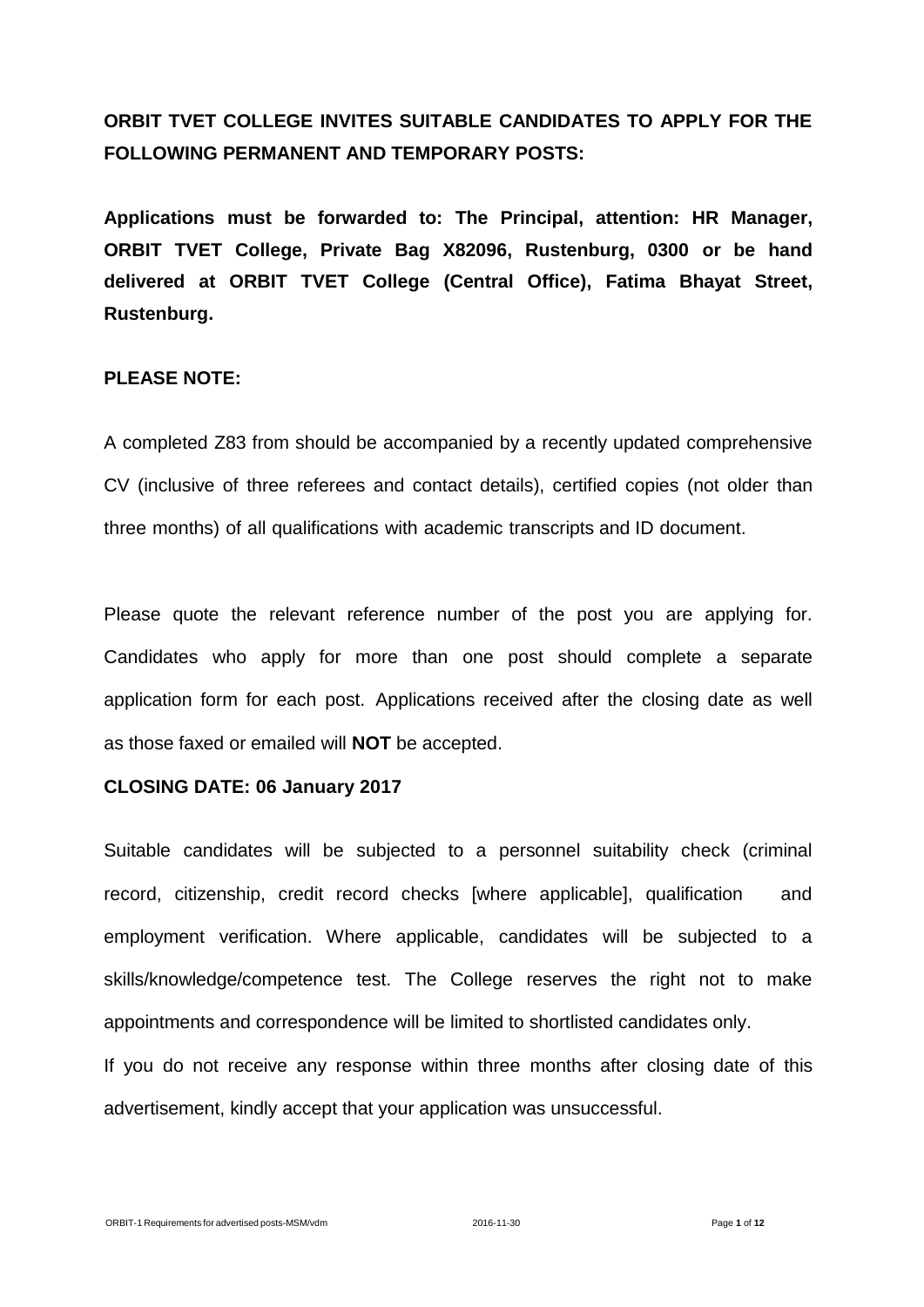**ORBIT TVET COLLEGE INVITES SUITABLE CANDIDATES TO APPLY FOR THE FOLLOWING PERMANENT AND TEMPORARY POSTS:**

**Applications must be forwarded to: The Principal, attention: HR Manager, ORBIT TVET College, Private Bag X82096, Rustenburg, 0300 or be hand delivered at ORBIT TVET College (Central Office), Fatima Bhayat Street, Rustenburg.**

**PLEASE NOTE:**

A completed Z83 from should be accompanied by a recently updated comprehensive CV (inclusive of three referees and contact details), certified copies (not older than three months) of all qualifications with academic transcripts and ID document.

Please quote the relevant reference number of the post you are applying for. Candidates who apply for more than one post should complete a separate application form for each post. Applications received after the closing date as well as those faxed or emailed will **NOT** be accepted.

**CLOSING DATE: 06 January 2017**

Suitable candidates will be subjected to a personnel suitability check (criminal record, citizenship, credit record checks [where applicable], qualification and employment verification. Where applicable, candidates will be subjected to a skills/knowledge/competence test. The College reserves the right not to make appointments and correspondence will be limited to shortlisted candidates only.

If you do not receive any response within three months after closing date of this advertisement, kindly accept that your application was unsuccessful.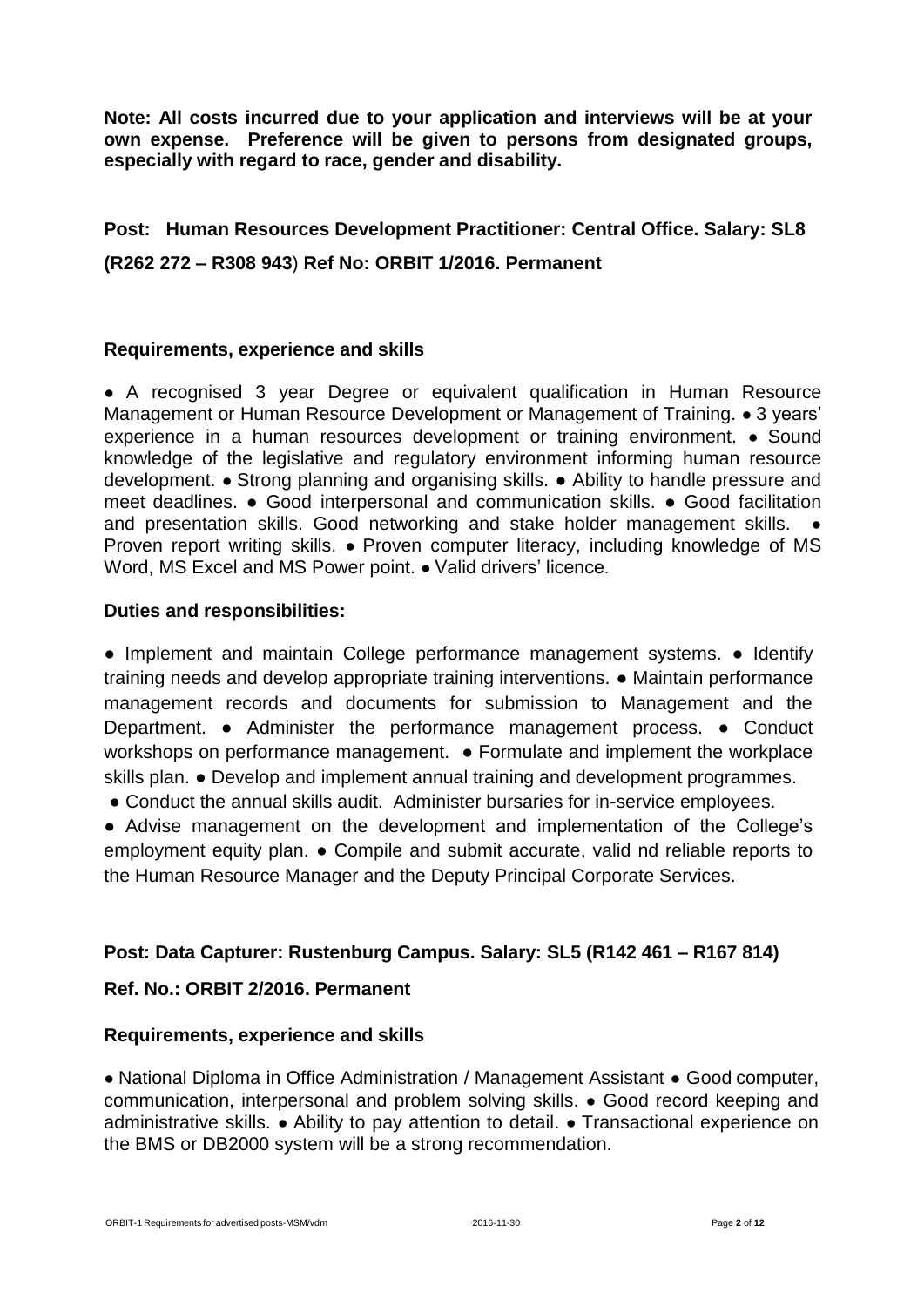**Note: All costs incurred due to your application and interviews will be at your own expense. Preference will be given to persons from designated groups, especially with regard to race, gender and disability.**

**Post: Human Resources Development Practitioner: Central Office. Salary: SL8 (R262 272 – R308 943) Ref No: ORBIT 1/2016. Permanent**

**Requirements, experience and skills**

● A recognised 3 year Degree or equivalent qualification in Human Resource Management or Human Resource Development or Management of Training. ● 3 years' experience in a human resources development or training environment. ● Sound knowledge of the legislative and regulatory environment informing human resource development. ● Strong planning and organising skills. ● Ability to handle pressure and meet deadlines. ● Good interpersonal and communication skills. ● Good facilitation and presentation skills. Good networking and stake holder management skills. ● Proven report writing skills. ● Proven computer literacy, including knowledge of MS Word, MS Excel and MS Power point. ● Valid drivers' licence.

**Duties and responsibilities:**

● Implement and maintain College performance management systems. ● Identify training needs and develop appropriate training interventions. ● Maintain performance management records and documents for submission to Management and the Department. ● Administer the performance management process. ● Conduct workshops on performance management. ● Formulate and implement the workplace skills plan. ● Develop and implement annual training and development programmes. ● Conduct the annual skills audit. Administer bursaries for in-service employees. ● Advise management on the development and implementation of the College's employment equity plan. ● Compile and submit accurate, valid nd reliable reports to the Human Resource Manager and the Deputy Principal Corporate Services.

**Post: Data Capturer: Rustenburg Campus. Salary: SL5 (R142 461 – R167 814)**

**Ref. No.: ORBIT 2/2016. Permanent**

**Requirements, experience and skills**

● National Diploma in Office Administration / Management Assistant ● Good computer, communication, interpersonal and problem solving skills. ● Good record keeping and administrative skills. ● Ability to pay attention to detail. ● Transactional experience on the BMS or DB2000 system will be a strong recommendation.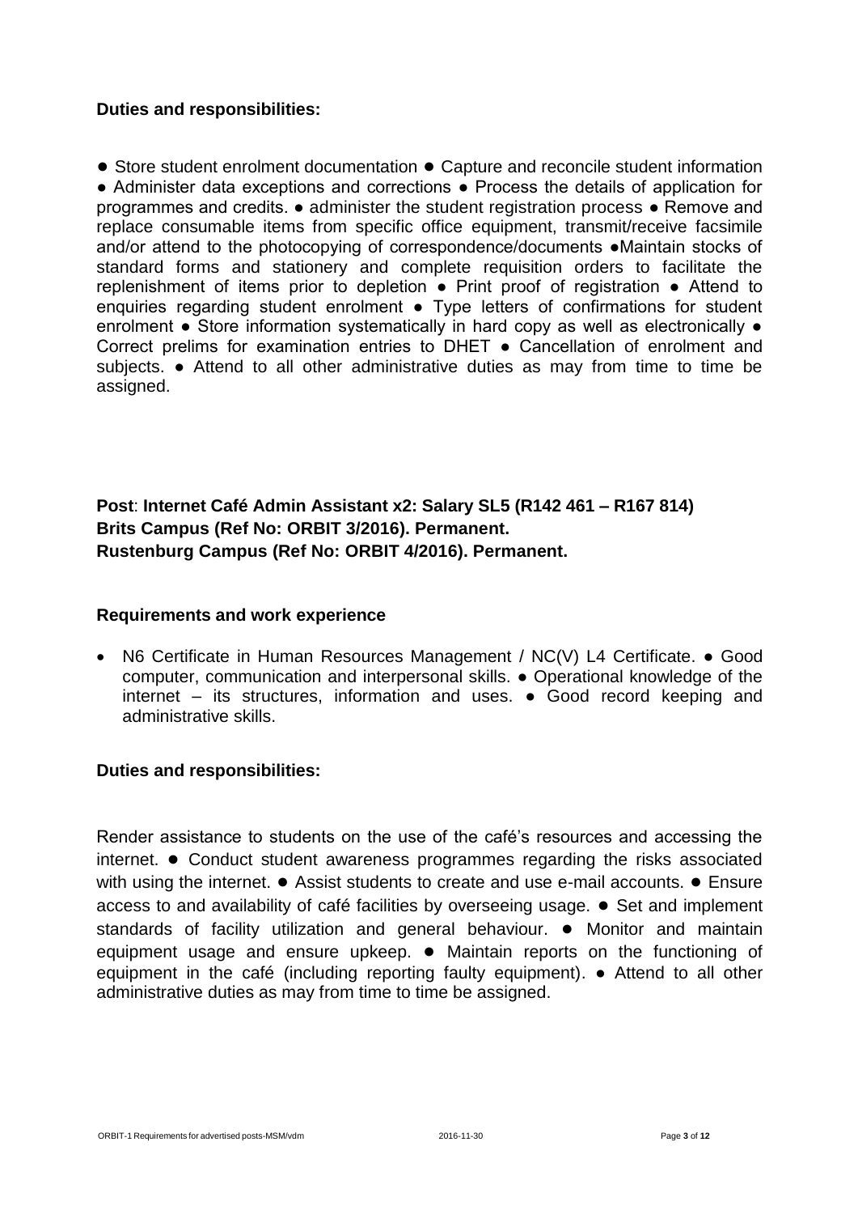**Duties and responsibilities:**

● Store student enrolment documentation ● Capture and reconcile student information ● Administer data exceptions and corrections ● Process the details of application for programmes and credits. ● administer the student registration process ● Remove and replace consumable items from specific office equipment, transmit/receive facsimile and/or attend to the photocopying of correspondence/documents ●Maintain stocks of standard forms and stationery and complete requisition orders to facilitate the replenishment of items prior to depletion ● Print proof of registration ● Attend to enquiries regarding student enrolment ● Type letters of confirmations for student enrolment ● Store information systematically in hard copy as well as electronically ● Correct prelims for examination entries to DHET ● Cancellation of enrolment and subjects. ● Attend to all other administrative duties as may from time to time be assigned.

**Post**: **Internet Café Admin Assistant x2: Salary SL5 (R142 461 – R167 814)**
**Brits Campus (Ref No: ORBIT 3/2016). Permanent.**
**Rustenburg Campus (Ref No: ORBIT 4/2016). Permanent.**

**Requirements and work experience**

- N6 Certificate in Human Resources Management / NC(V) L4 Certificate. ● Good computer, communication and interpersonal skills. ● Operational knowledge of the internet – its structures, information and uses. ● Good record keeping and administrative skills.

**Duties and responsibilities:**

Render assistance to students on the use of the café's resources and accessing the internet. ● Conduct student awareness programmes regarding the risks associated with using the internet. ● Assist students to create and use e-mail accounts. ● Ensure access to and availability of café facilities by overseeing usage. ● Set and implement standards of facility utilization and general behaviour. ● Monitor and maintain equipment usage and ensure upkeep. ● Maintain reports on the functioning of equipment in the café (including reporting faulty equipment). ● Attend to all other administrative duties as may from time to time be assigned.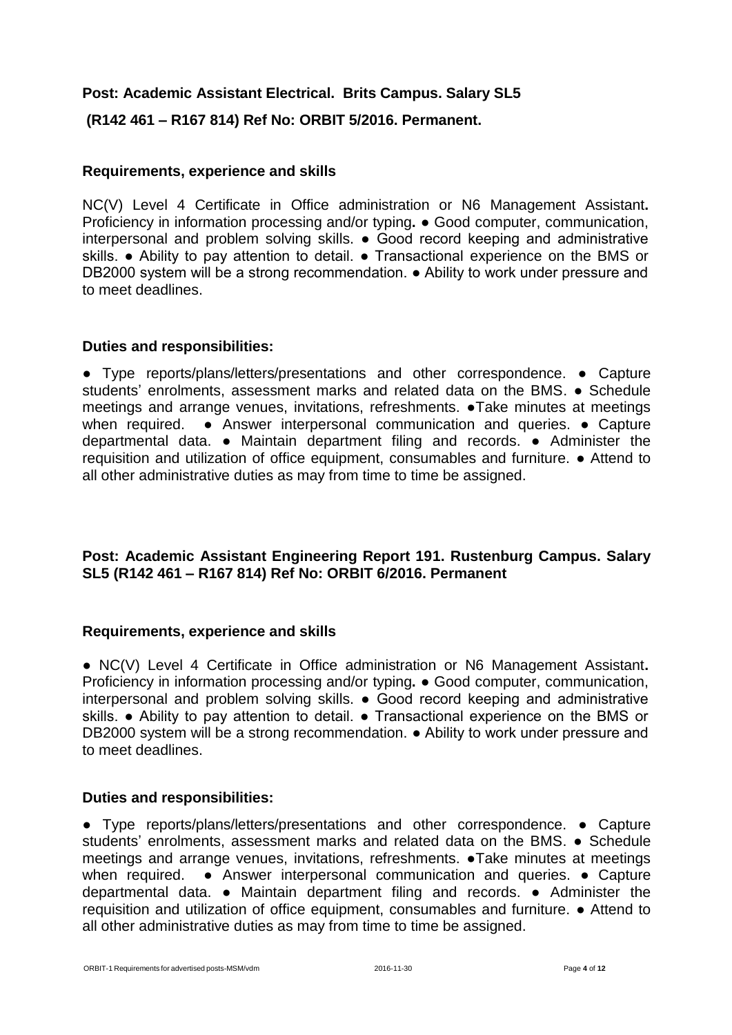**Post: Academic Assistant Electrical. Brits Campus. Salary SL5 (R142 461 – R167 814) Ref No: ORBIT 5/2016. Permanent.**

**Requirements, experience and skills**

NC(V) Level 4 Certificate in Office administration or N6 Management Assistant**.** Proficiency in information processing and/or typing**.** ● Good computer, communication, interpersonal and problem solving skills. ● Good record keeping and administrative skills. ● Ability to pay attention to detail. ● Transactional experience on the BMS or DB2000 system will be a strong recommendation. ● Ability to work under pressure and to meet deadlines.

**Duties and responsibilities:**

● Type reports/plans/letters/presentations and other correspondence. ● Capture students' enrolments, assessment marks and related data on the BMS. ● Schedule meetings and arrange venues, invitations, refreshments. ●Take minutes at meetings when required. ● Answer interpersonal communication and queries. ● Capture departmental data. ● Maintain department filing and records. ● Administer the requisition and utilization of office equipment, consumables and furniture. ● Attend to all other administrative duties as may from time to time be assigned.

**Post: Academic Assistant Engineering Report 191. Rustenburg Campus. Salary SL5 (R142 461 – R167 814) Ref No: ORBIT 6/2016. Permanent**

**Requirements, experience and skills**

● NC(V) Level 4 Certificate in Office administration or N6 Management Assistant**.** Proficiency in information processing and/or typing**.** ● Good computer, communication, interpersonal and problem solving skills. ● Good record keeping and administrative skills. ● Ability to pay attention to detail. ● Transactional experience on the BMS or DB2000 system will be a strong recommendation. ● Ability to work under pressure and to meet deadlines.

**Duties and responsibilities:**

● Type reports/plans/letters/presentations and other correspondence. ● Capture students' enrolments, assessment marks and related data on the BMS. ● Schedule meetings and arrange venues, invitations, refreshments. ●Take minutes at meetings when required. ● Answer interpersonal communication and queries. ● Capture departmental data. ● Maintain department filing and records. ● Administer the requisition and utilization of office equipment, consumables and furniture. ● Attend to all other administrative duties as may from time to time be assigned.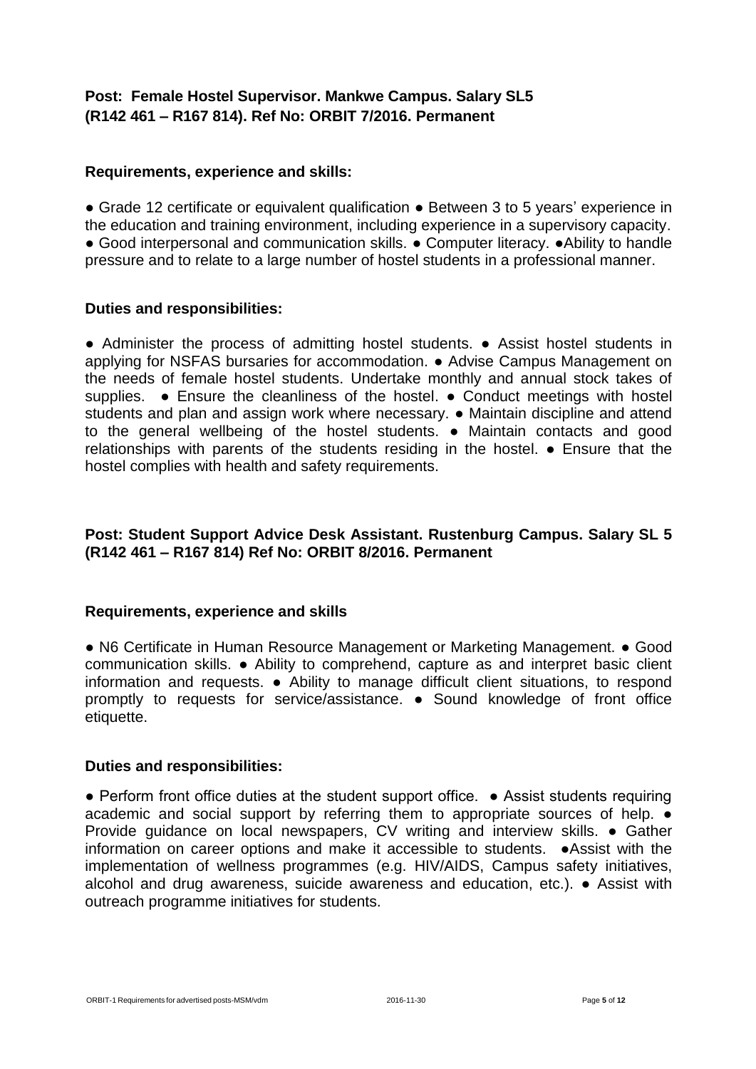**Post: Female Hostel Supervisor. Mankwe Campus. Salary SL5 (R142 461 – R167 814). Ref No: ORBIT 7/2016. Permanent**

**Requirements, experience and skills:**

● Grade 12 certificate or equivalent qualification ● Between 3 to 5 years' experience in the education and training environment, including experience in a supervisory capacity. ● Good interpersonal and communication skills. ● Computer literacy. ●Ability to handle pressure and to relate to a large number of hostel students in a professional manner.

**Duties and responsibilities:**

● Administer the process of admitting hostel students. ● Assist hostel students in applying for NSFAS bursaries for accommodation. ● Advise Campus Management on the needs of female hostel students. Undertake monthly and annual stock takes of supplies. ● Ensure the cleanliness of the hostel. ● Conduct meetings with hostel students and plan and assign work where necessary. ● Maintain discipline and attend to the general wellbeing of the hostel students. ● Maintain contacts and good relationships with parents of the students residing in the hostel. ● Ensure that the hostel complies with health and safety requirements.

**Post: Student Support Advice Desk Assistant. Rustenburg Campus. Salary SL 5 (R142 461 – R167 814) Ref No: ORBIT 8/2016. Permanent**

**Requirements, experience and skills**

● N6 Certificate in Human Resource Management or Marketing Management. ● Good communication skills. ● Ability to comprehend, capture as and interpret basic client information and requests. ● Ability to manage difficult client situations, to respond promptly to requests for service/assistance. ● Sound knowledge of front office etiquette.

**Duties and responsibilities:**

● Perform front office duties at the student support office. ● Assist students requiring academic and social support by referring them to appropriate sources of help. ● Provide guidance on local newspapers, CV writing and interview skills. ● Gather information on career options and make it accessible to students. ●Assist with the implementation of wellness programmes (e.g. HIV/AIDS, Campus safety initiatives, alcohol and drug awareness, suicide awareness and education, etc.). ● Assist with outreach programme initiatives for students.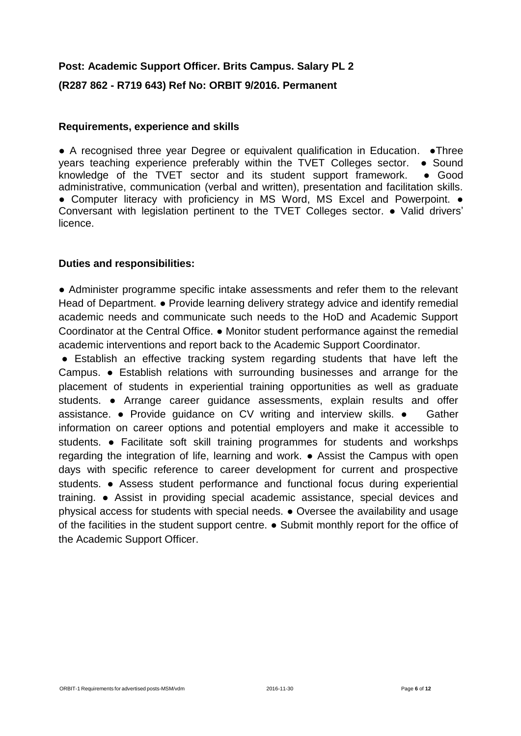**Post: Academic Support Officer. Brits Campus. Salary PL 2**

**(R287 862 - R719 643) Ref No: ORBIT 9/2016. Permanent**

**Requirements, experience and skills**

● A recognised three year Degree or equivalent qualification in Education. ●Three years teaching experience preferably within the TVET Colleges sector. ● Sound knowledge of the TVET sector and its student support framework. ● Good administrative, communication (verbal and written), presentation and facilitation skills. ● Computer literacy with proficiency in MS Word, MS Excel and Powerpoint. ● Conversant with legislation pertinent to the TVET Colleges sector. ● Valid drivers' licence.

**Duties and responsibilities:**

● Administer programme specific intake assessments and refer them to the relevant Head of Department. ● Provide learning delivery strategy advice and identify remedial academic needs and communicate such needs to the HoD and Academic Support Coordinator at the Central Office. ● Monitor student performance against the remedial academic interventions and report back to the Academic Support Coordinator.

● Establish an effective tracking system regarding students that have left the Campus. ● Establish relations with surrounding businesses and arrange for the placement of students in experiential training opportunities as well as graduate students. ● Arrange career guidance assessments, explain results and offer assistance. ● Provide guidance on CV writing and interview skills. ● Gather information on career options and potential employers and make it accessible to students. ● Facilitate soft skill training programmes for students and workshps regarding the integration of life, learning and work. ● Assist the Campus with open days with specific reference to career development for current and prospective students. ● Assess student performance and functional focus during experiential training. ● Assist in providing special academic assistance, special devices and physical access for students with special needs. ● Oversee the availability and usage of the facilities in the student support centre. ● Submit monthly report for the office of the Academic Support Officer.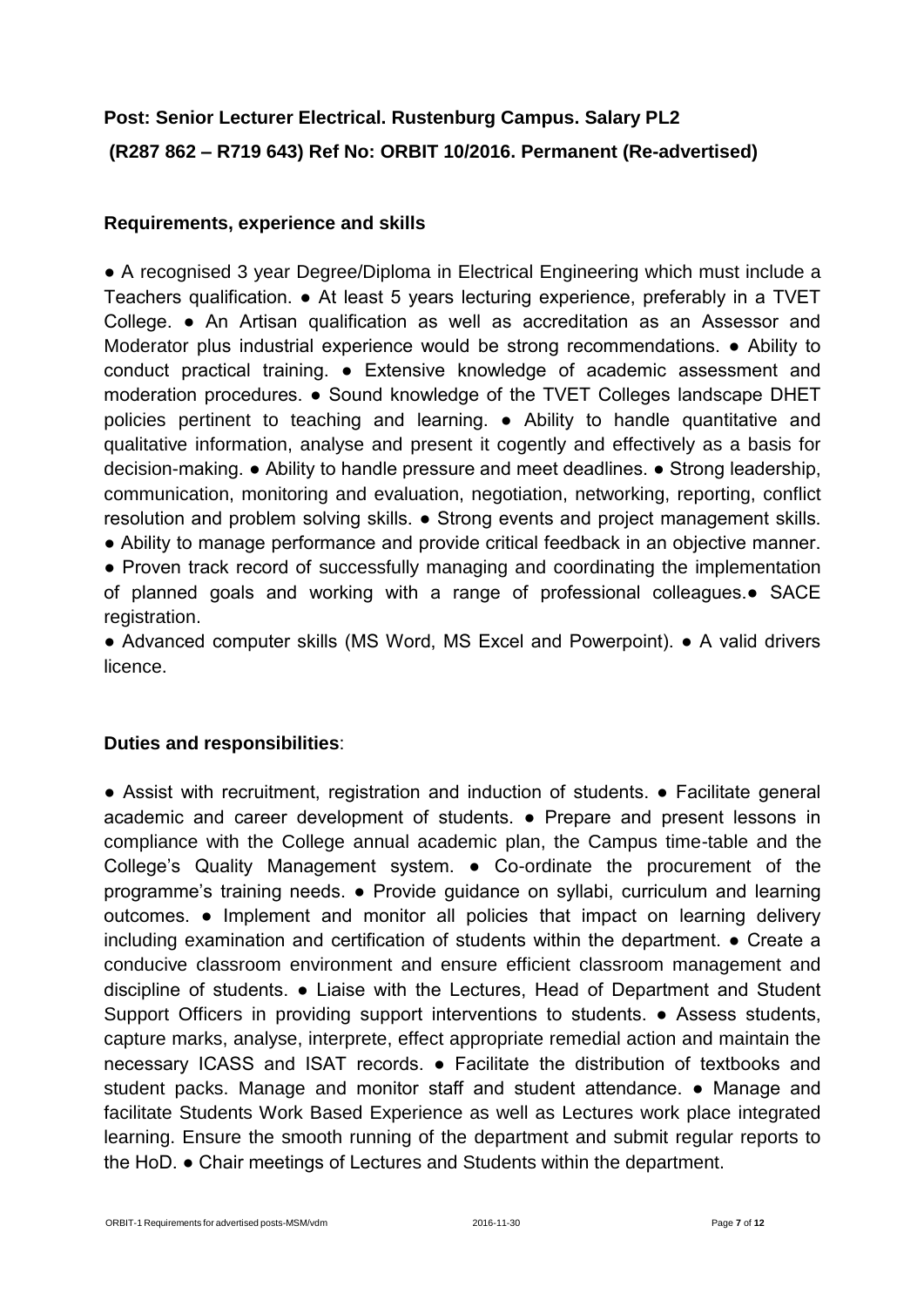## Post: Senior Lecturer Electrical. Rustenburg Campus. Salary PL2 (R287 862 – R719 643) Ref No: ORBIT 10/2016. Permanent (Re-advertised)

### Requirements, experience and skills

● A recognised 3 year Degree/Diploma in Electrical Engineering which must include a Teachers qualification. ● At least 5 years lecturing experience, preferably in a TVET College. ● An Artisan qualification as well as accreditation as an Assessor and Moderator plus industrial experience would be strong recommendations. ● Ability to conduct practical training. ● Extensive knowledge of academic assessment and moderation procedures. ● Sound knowledge of the TVET Colleges landscape DHET policies pertinent to teaching and learning. ● Ability to handle quantitative and qualitative information, analyse and present it cogently and effectively as a basis for decision-making. ● Ability to handle pressure and meet deadlines. ● Strong leadership, communication, monitoring and evaluation, negotiation, networking, reporting, conflict resolution and problem solving skills. ● Strong events and project management skills. ● Ability to manage performance and provide critical feedback in an objective manner. ● Proven track record of successfully managing and coordinating the implementation of planned goals and working with a range of professional colleagues.● SACE registration.

● Advanced computer skills (MS Word, MS Excel and Powerpoint). ● A valid drivers licence.

### Duties and responsibilities:

● Assist with recruitment, registration and induction of students. ● Facilitate general academic and career development of students. ● Prepare and present lessons in compliance with the College annual academic plan, the Campus time-table and the College's Quality Management system. ● Co-ordinate the procurement of the programme's training needs. ● Provide guidance on syllabi, curriculum and learning outcomes. ● Implement and monitor all policies that impact on learning delivery including examination and certification of students within the department. ● Create a conducive classroom environment and ensure efficient classroom management and discipline of students. ● Liaise with the Lectures, Head of Department and Student Support Officers in providing support interventions to students. ● Assess students, capture marks, analyse, interprete, effect appropriate remedial action and maintain the necessary ICASS and ISAT records. ● Facilitate the distribution of textbooks and student packs. Manage and monitor staff and student attendance. ● Manage and facilitate Students Work Based Experience as well as Lectures work place integrated learning. Ensure the smooth running of the department and submit regular reports to the HoD. ● Chair meetings of Lectures and Students within the department.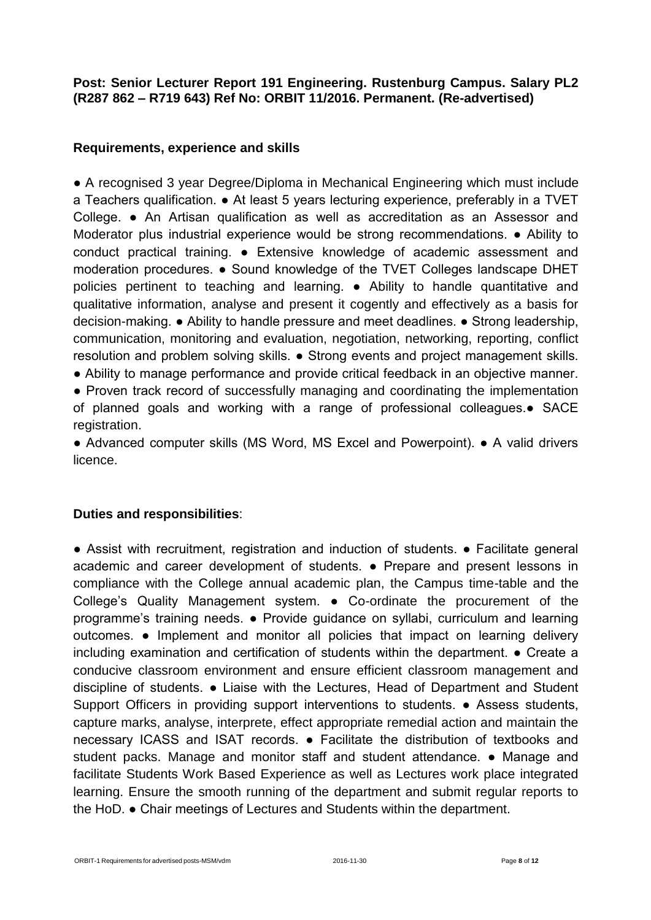**Post: Senior Lecturer Report 191 Engineering. Rustenburg Campus. Salary PL2 (R287 862 – R719 643) Ref No: ORBIT 11/2016. Permanent. (Re-advertised)**

**Requirements, experience and skills**

● A recognised 3 year Degree/Diploma in Mechanical Engineering which must include a Teachers qualification. ● At least 5 years lecturing experience, preferably in a TVET College. ● An Artisan qualification as well as accreditation as an Assessor and Moderator plus industrial experience would be strong recommendations. ● Ability to conduct practical training. ● Extensive knowledge of academic assessment and moderation procedures. ● Sound knowledge of the TVET Colleges landscape DHET policies pertinent to teaching and learning. ● Ability to handle quantitative and qualitative information, analyse and present it cogently and effectively as a basis for decision-making. ● Ability to handle pressure and meet deadlines. ● Strong leadership, communication, monitoring and evaluation, negotiation, networking, reporting, conflict resolution and problem solving skills. ● Strong events and project management skills. ● Ability to manage performance and provide critical feedback in an objective manner. ● Proven track record of successfully managing and coordinating the implementation of planned goals and working with a range of professional colleagues.● SACE registration.

● Advanced computer skills (MS Word, MS Excel and Powerpoint). ● A valid drivers licence.

**Duties and responsibilities**:

● Assist with recruitment, registration and induction of students. ● Facilitate general academic and career development of students. ● Prepare and present lessons in compliance with the College annual academic plan, the Campus time-table and the College's Quality Management system. ● Co-ordinate the procurement of the programme's training needs. ● Provide guidance on syllabi, curriculum and learning outcomes. ● Implement and monitor all policies that impact on learning delivery including examination and certification of students within the department. ● Create a conducive classroom environment and ensure efficient classroom management and discipline of students. ● Liaise with the Lectures, Head of Department and Student Support Officers in providing support interventions to students. ● Assess students, capture marks, analyse, interprete, effect appropriate remedial action and maintain the necessary ICASS and ISAT records. ● Facilitate the distribution of textbooks and student packs. Manage and monitor staff and student attendance. ● Manage and facilitate Students Work Based Experience as well as Lectures work place integrated learning. Ensure the smooth running of the department and submit regular reports to the HoD. ● Chair meetings of Lectures and Students within the department.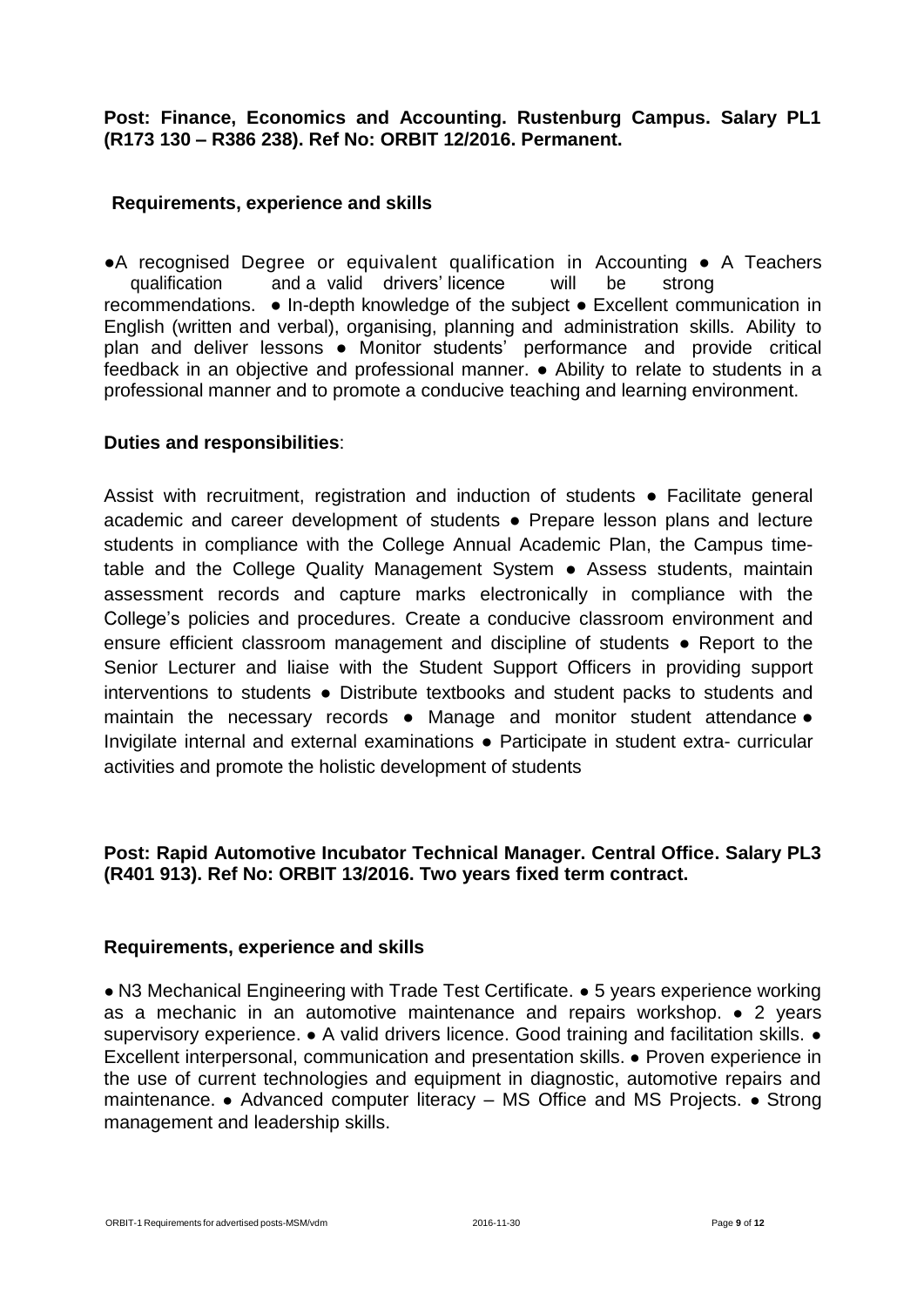**Post: Finance, Economics and Accounting. Rustenburg Campus. Salary PL1 (R173 130 – R386 238). Ref No: ORBIT 12/2016. Permanent.**

**Requirements, experience and skills**

●A recognised Degree or equivalent qualification in Accounting ● A Teachers qualification and a valid drivers' licence will be strong recommendations. ● In-depth knowledge of the subject ● Excellent communication in English (written and verbal), organising, planning and administration skills. Ability to plan and deliver lessons ● Monitor students' performance and provide critical feedback in an objective and professional manner. ● Ability to relate to students in a professional manner and to promote a conducive teaching and learning environment.

**Duties and responsibilities**:

Assist with recruitment, registration and induction of students ● Facilitate general academic and career development of students ● Prepare lesson plans and lecture students in compliance with the College Annual Academic Plan, the Campus time-table and the College Quality Management System ● Assess students, maintain assessment records and capture marks electronically in compliance with the College's policies and procedures. Create a conducive classroom environment and ensure efficient classroom management and discipline of students ● Report to the Senior Lecturer and liaise with the Student Support Officers in providing support interventions to students ● Distribute textbooks and student packs to students and maintain the necessary records ● Manage and monitor student attendance ● Invigilate internal and external examinations ● Participate in student extra- curricular activities and promote the holistic development of students

**Post: Rapid Automotive Incubator Technical Manager. Central Office. Salary PL3 (R401 913). Ref No: ORBIT 13/2016. Two years fixed term contract.**

**Requirements, experience and skills**

● N3 Mechanical Engineering with Trade Test Certificate. ● 5 years experience working as a mechanic in an automotive maintenance and repairs workshop. ● 2 years supervisory experience. ● A valid drivers licence. Good training and facilitation skills. ● Excellent interpersonal, communication and presentation skills. ● Proven experience in the use of current technologies and equipment in diagnostic, automotive repairs and maintenance. ● Advanced computer literacy – MS Office and MS Projects. ● Strong management and leadership skills.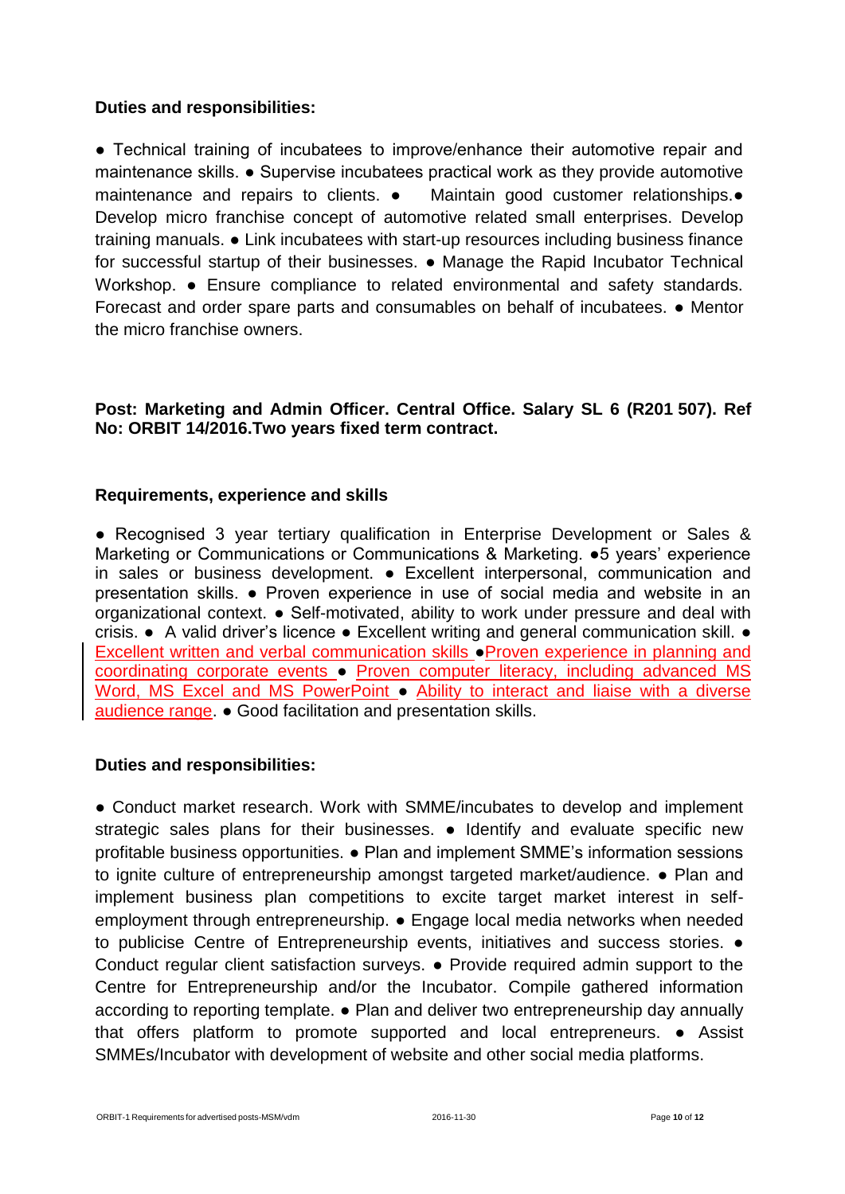**Duties and responsibilities:**

● Technical training of incubatees to improve/enhance their automotive repair and maintenance skills. ● Supervise incubatees practical work as they provide automotive maintenance and repairs to clients. ● Maintain good customer relationships.● Develop micro franchise concept of automotive related small enterprises. Develop training manuals. ● Link incubatees with start-up resources including business finance for successful startup of their businesses. ● Manage the Rapid Incubator Technical Workshop. ● Ensure compliance to related environmental and safety standards. Forecast and order spare parts and consumables on behalf of incubatees. ● Mentor the micro franchise owners.

**Post: Marketing and Admin Officer. Central Office. Salary SL 6 (R201 507). Ref No: ORBIT 14/2016.Two years fixed term contract.**

**Requirements, experience and skills**

● Recognised 3 year tertiary qualification in Enterprise Development or Sales & Marketing or Communications or Communications & Marketing. ●5 years' experience in sales or business development. ● Excellent interpersonal, communication and presentation skills. ● Proven experience in use of social media and website in an organizational context. ● Self-motivated, ability to work under pressure and deal with crisis. ● A valid driver's licence ● Excellent writing and general communication skill. ● Excellent written and verbal communication skills ●Proven experience in planning and coordinating corporate events ● Proven computer literacy, including advanced MS Word, MS Excel and MS PowerPoint ● Ability to interact and liaise with a diverse audience range. ● Good facilitation and presentation skills.

**Duties and responsibilities:**

● Conduct market research. Work with SMME/incubates to develop and implement strategic sales plans for their businesses. ● Identify and evaluate specific new profitable business opportunities. ● Plan and implement SMME's information sessions to ignite culture of entrepreneurship amongst targeted market/audience. ● Plan and implement business plan competitions to excite target market interest in self-employment through entrepreneurship. ● Engage local media networks when needed to publicise Centre of Entrepreneurship events, initiatives and success stories. ● Conduct regular client satisfaction surveys. ● Provide required admin support to the Centre for Entrepreneurship and/or the Incubator. Compile gathered information according to reporting template. ● Plan and deliver two entrepreneurship day annually that offers platform to promote supported and local entrepreneurs. ● Assist SMMEs/Incubator with development of website and other social media platforms.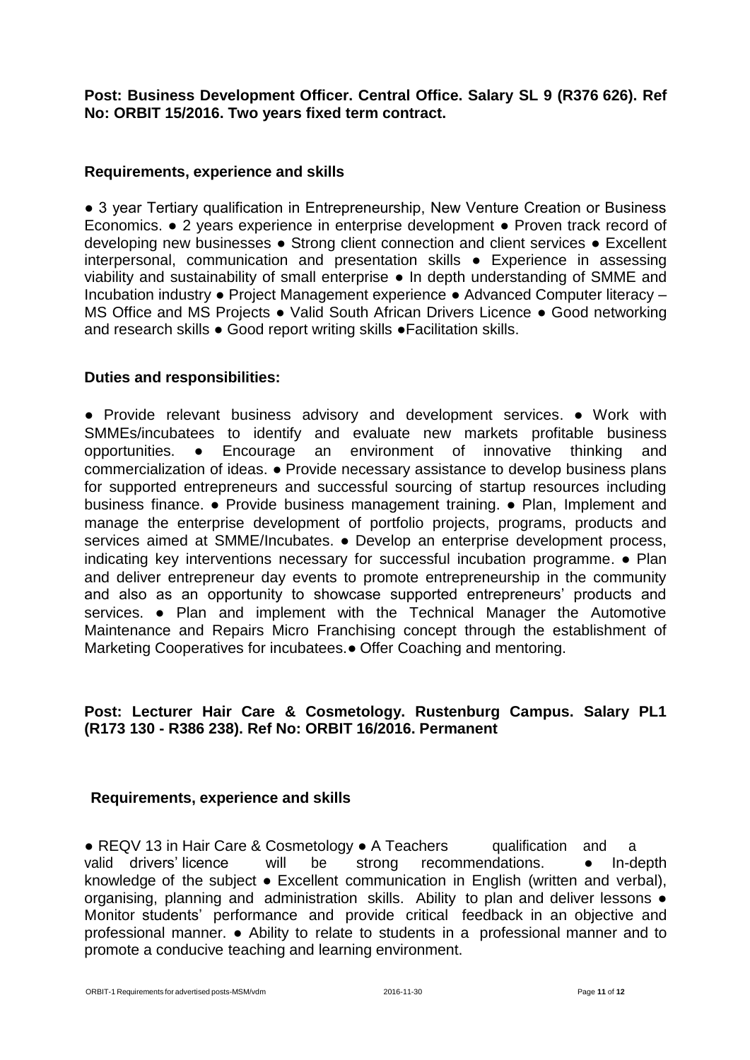**Post: Business Development Officer. Central Office. Salary SL 9 (R376 626). Ref No: ORBIT 15/2016. Two years fixed term contract.**

**Requirements, experience and skills**

● 3 year Tertiary qualification in Entrepreneurship, New Venture Creation or Business Economics. ● 2 years experience in enterprise development ● Proven track record of developing new businesses ● Strong client connection and client services ● Excellent interpersonal, communication and presentation skills ● Experience in assessing viability and sustainability of small enterprise ● In depth understanding of SMME and Incubation industry ● Project Management experience ● Advanced Computer literacy – MS Office and MS Projects ● Valid South African Drivers Licence ● Good networking and research skills ● Good report writing skills ●Facilitation skills.

**Duties and responsibilities:**

● Provide relevant business advisory and development services. ● Work with SMMEs/incubatees to identify and evaluate new markets profitable business opportunities. ● Encourage an environment of innovative thinking and commercialization of ideas. ● Provide necessary assistance to develop business plans for supported entrepreneurs and successful sourcing of startup resources including business finance. ● Provide business management training. ● Plan, Implement and manage the enterprise development of portfolio projects, programs, products and services aimed at SMME/Incubates. ● Develop an enterprise development process, indicating key interventions necessary for successful incubation programme. ● Plan and deliver entrepreneur day events to promote entrepreneurship in the community and also as an opportunity to showcase supported entrepreneurs' products and services. ● Plan and implement with the Technical Manager the Automotive Maintenance and Repairs Micro Franchising concept through the establishment of Marketing Cooperatives for incubatees.● Offer Coaching and mentoring.

**Post: Lecturer Hair Care & Cosmetology. Rustenburg Campus. Salary PL1 (R173 130 - R386 238). Ref No: ORBIT 16/2016. Permanent**

**Requirements, experience and skills**

● REQV 13 in Hair Care & Cosmetology ● A Teachers qualification and a valid drivers' licence will be strong recommendations. ● In-depth knowledge of the subject ● Excellent communication in English (written and verbal), organising, planning and administration skills. Ability to plan and deliver lessons ● Monitor students' performance and provide critical feedback in an objective and professional manner. ● Ability to relate to students in a professional manner and to promote a conducive teaching and learning environment.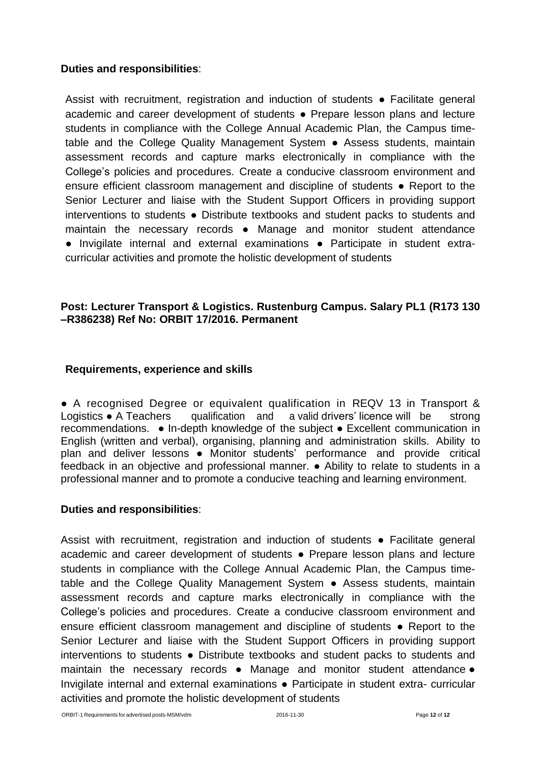**Duties and responsibilities**:

Assist with recruitment, registration and induction of students ● Facilitate general academic and career development of students ● Prepare lesson plans and lecture students in compliance with the College Annual Academic Plan, the Campus time-table and the College Quality Management System ● Assess students, maintain assessment records and capture marks electronically in compliance with the College's policies and procedures. Create a conducive classroom environment and ensure efficient classroom management and discipline of students ● Report to the Senior Lecturer and liaise with the Student Support Officers in providing support interventions to students ● Distribute textbooks and student packs to students and maintain the necessary records ● Manage and monitor student attendance ● Invigilate internal and external examinations ● Participate in student extra-curricular activities and promote the holistic development of students

**Post: Lecturer Transport & Logistics. Rustenburg Campus. Salary PL1 (R173 130 –R386238) Ref No: ORBIT 17/2016. Permanent**

**Requirements, experience and skills**

● A recognised Degree or equivalent qualification in REQV 13 in Transport & Logistics ● A Teachers qualification and a valid drivers' licence will be strong recommendations. ● In-depth knowledge of the subject ● Excellent communication in English (written and verbal), organising, planning and administration skills. Ability to plan and deliver lessons ● Monitor students' performance and provide critical feedback in an objective and professional manner. ● Ability to relate to students in a professional manner and to promote a conducive teaching and learning environment.

**Duties and responsibilities**:

Assist with recruitment, registration and induction of students ● Facilitate general academic and career development of students ● Prepare lesson plans and lecture students in compliance with the College Annual Academic Plan, the Campus time-table and the College Quality Management System ● Assess students, maintain assessment records and capture marks electronically in compliance with the College's policies and procedures. Create a conducive classroom environment and ensure efficient classroom management and discipline of students ● Report to the Senior Lecturer and liaise with the Student Support Officers in providing support interventions to students ● Distribute textbooks and student packs to students and maintain the necessary records ● Manage and monitor student attendance ● Invigilate internal and external examinations ● Participate in student extra- curricular activities and promote the holistic development of students